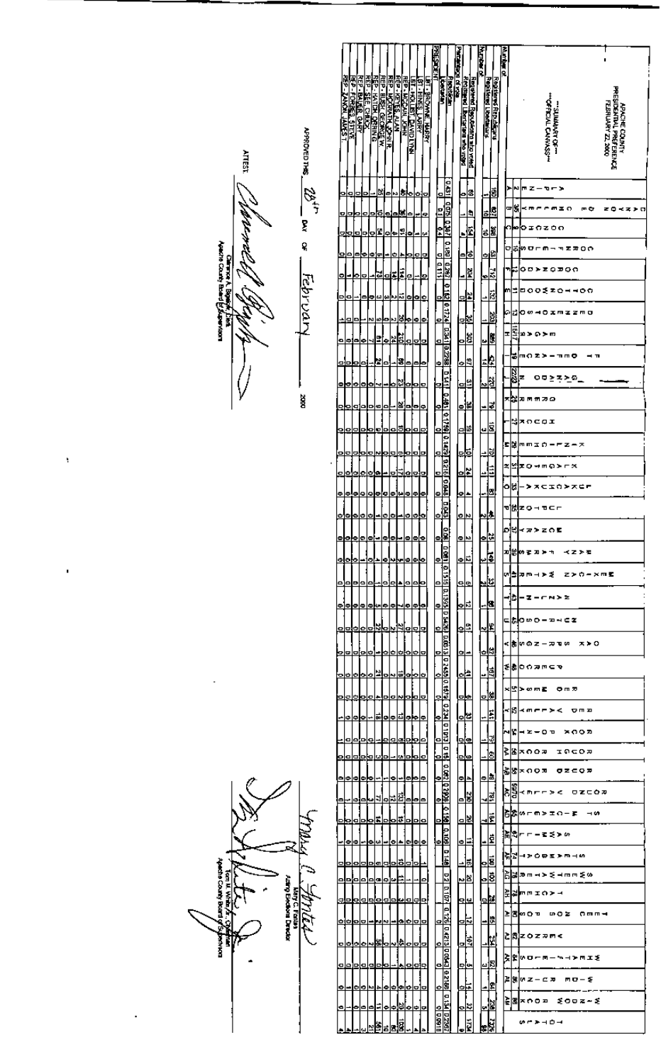# APACHE COUNTY PRESIDENTIAL PREFERENCE
## FEBRUARY 22, 2000

**"SUMMARY OF" "OFFICIAL CANVASS"**

| |
|---|
| Number of Registered Republicans |
| Registered Libertarians |
| Number of Registered Republicans who voted |
| Registered Libertarians who voted |
| Percentage of vote – Republican |
| Percentage of vote – Libertarian |
| **PRESIDENT** |
| LBT - BROWNE, HARRY |
| LBT - HINES, LARRY |
| LBT - HOLLIST, DAVID LYNN |
| REP - MCCAIN, JOHN |
| REP - KEYES, ALAN |
| REP - MCGRATH, JOHN R. |
| REP - BUSH, GEORGE W. |
| REP - HATCH, ORRIN |
| REP - BAUER, GARY |
| REP - FORBES, STEVE |
| REP - ZANON, JAMES T. |

APPROVED THIS 28th DAY OF February 2000

ATTEST: Clarence A. Begay, Clerk, Apache County Board of Supervisors

Mary C. Fontes, Acting Elections Director

Tom M. White Jr., Chairman, Apache County Board of Supervisors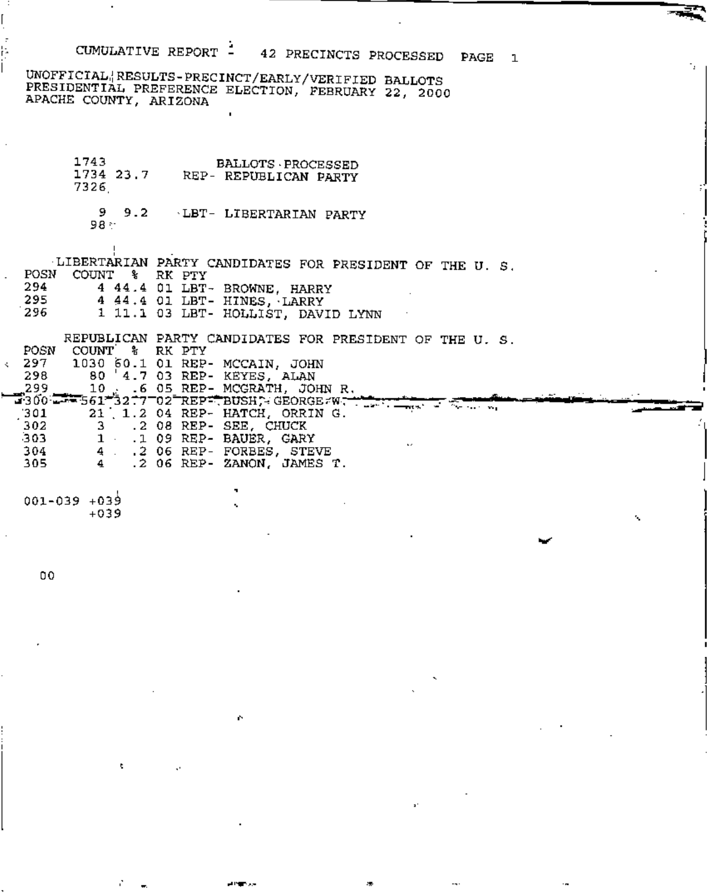CUMULATIVE REPORT - 42 PRECINCTS PROCESSED PAGE 1

UNOFFICIAL RESULTS-PRECINCT/EARLY/VERIFIED BALLOTS
PRESIDENTIAL PREFERENCE ELECTION, FEBRUARY 22, 2000
APACHE COUNTY, ARIZONA

| | | |
|---|---|---|
| 1743 | | BALLOTS PROCESSED |
| 1734 | 23.7 | REP- REPUBLICAN PARTY |
| 7326 | | |
| 9 | 9.2 | LBT- LIBERTARIAN PARTY |
| 98 | | |

LIBERTARIAN PARTY CANDIDATES FOR PRESIDENT OF THE U. S.

| POSN | COUNT | % | RK | PTY | |
|---|---|---|---|---|---|
| 294 | 4 | 44.4 | 01 | LBT- | BROWNE, HARRY |
| 295 | 4 | 44.4 | 01 | LBT- | HINES, LARRY |
| 296 | 1 | 11.1 | 03 | LBT- | HOLLIST, DAVID LYNN |

REPUBLICAN PARTY CANDIDATES FOR PRESIDENT OF THE U. S.

| POSN | COUNT | % | RK | PTY | |
|---|---|---|---|---|---|
| 297 | 1030 | 60.1 | 01 | REP- | MCCAIN, JOHN |
| 298 | 80 | 4.7 | 03 | REP- | KEYES, ALAN |
| 299 | 10 | .6 | 05 | REP- | MCGRATH, JOHN R. |
| 300 | 561 | 32.7 | 02 | REP- | BUSH, GEORGE W. |
| 301 | 21 | 1.2 | 04 | REP- | HATCH, ORRIN G. |
| 302 | 3 | .2 | 08 | REP- | SEE, CHUCK |
| 303 | 1 | .1 | 09 | REP- | BAUER, GARY |
| 304 | 4 | .2 | 06 | REP- | FORBES, STEVE |
| 305 | 4 | .2 | 06 | REP- | ZANON, JAMES T. |

001-039 +039
+039

00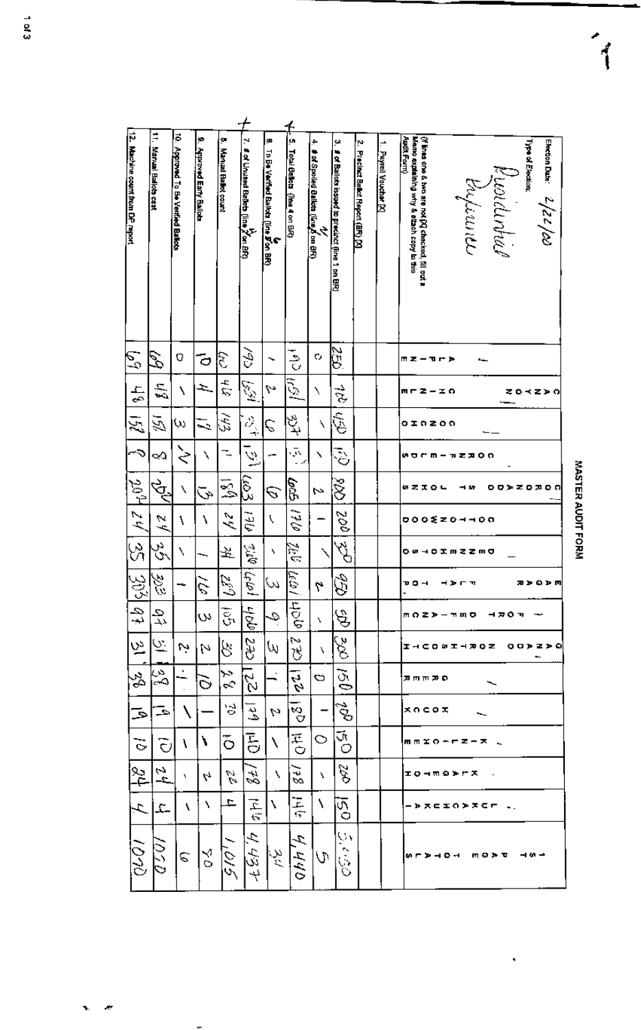# MASTER AUDIT FORM

Election Date: 2/22/00

Type of Election: *Presidential Preference*

(If lines one & two are not [X] checked, fill out a Memo explaining why & attach copy to this Audit Form)

| | | | | | | | | | | | | | | | | 1ST PAGE TOTALS |
|---|---|---|---|---|---|---|---|---|---|---|---|---|---|---|---|---|
| 1. Payroll Voucher [X] | | | | | | | | | | | | | | | | |
| 2. Precinct Ballot Report (BR) [X] | | | | | | | | | | | | | | | | |
| 3. # of Ballots issued to precinct (line 1 on BR) | 250 | 200 | 450 | 150 | 800 | 200 | 300 | 900 | 500 | 300 | 150 | 200 | 150 | 200 | 150 | 5550 |
| 4. # of Spoiled Ballots (line 2 on BR) | 0 | 1 | 1 | 1 | 2 | 1 | 1 | 2 | 1 | 1 | 0 | 1 | 0 | 1 | 1 | 5 |
| 5. Total Ballots (line 4 on BR) | 191 | 151 | 377 | 131 | 605 | 176 | 260 | 601 | 400 | 270 | 122 | 180 | 140 | 178 | 146 | 4,440 |
| 6. To Be Verified Ballots (line 6 on BR) | 1 | 2 | 6 | 1 | 6 | 1 | 1 | 3 | 9 | 3 | 1 | 2 | 1 | 1 | 1 | 34 |
| 7. # of Unused Ballots (line 4 on BR) | 190 | 151 | 227 | 131 | 603 | 176 | 260 | 601 | 400 | 270 | 122 | 179 | 140 | 178 | 146 | 4,437 |
| 8. Manual Ballot count | 60 | 46 | 143 | 11 | 189 | 24 | 34 | 289 | 105 | 30 | 28 | 20 | 10 | 22 | 4 | 1,015 |
| 9. Approved Early Ballots | 10 | 4 | 17 | 1 | 13 | 1 | 1 | 16 | 3 | 2 | 10 | — | 1 | 2 | 1 | 80 |
| 10. Approved To Be Verified Ballots | 0 | 1 | 3 | 2 | 1 | 1 | 1 | 1 | | 2 | 1 | 1 | 1 | 1 | 1 | 6 |
| 11. Manual Ballots cast | 69 | 48 | 151 | 8 | 207 | 24 | 35 | 303 | 97 | 31 | 38 | 19 | 10 | 24 | 4 | 1070 |
| 12. Machine count from DP report | 69 | 48 | 152 | 8 | 207 | 24 | 35 | 303 | 97 | 31 | 38 | 19 | 10 | 24 | 4 | 1070 |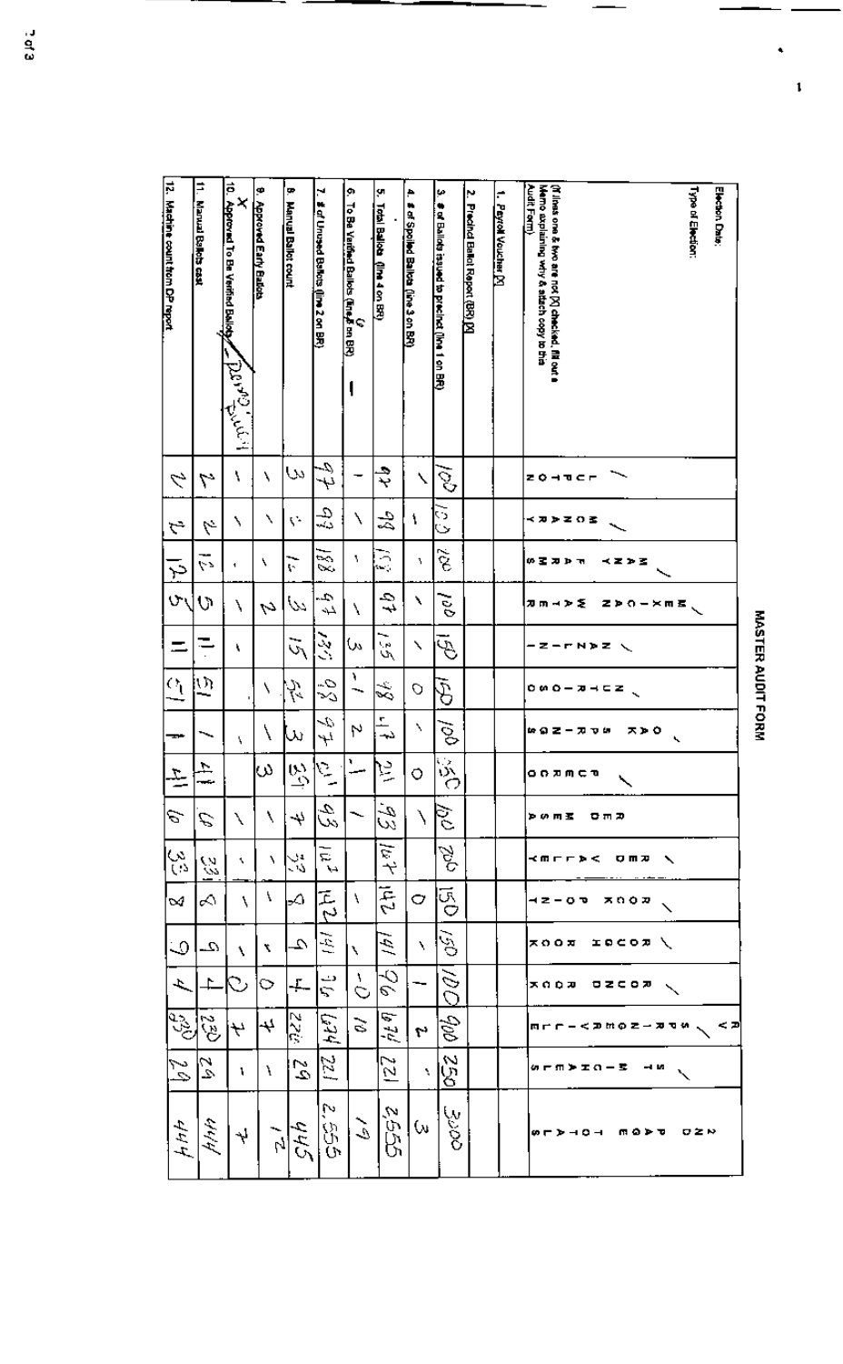# MASTER AUDIT FORM

Election Date:

Type of Election:

(If lines one & two are not [X] checked, fill out a Memo explaining why & attach copy to this Audit Form)

| | LUPTON | MCNARY | MANY FARMS | MEXICAN WATER | NAZLINI | NUTRIOSO | OAK SPRINGS | PUERCO | RED MESA | RED VALLEY | ROCK POINT | ROUGH ROCK | ROUND ROCK | SPRINGERVILLE | ST. MICHAELS | 2ND PAGE TOTALS |
|---|---|---|---|---|---|---|---|---|---|---|---|---|---|---|---|---|
| 1. Payroll Voucher [X] | | | | | | | | | | | | | | | | |
| 2. Precinct Ballot Report (BR) [X] | | | | | | | | | | | | | | | | |
| 3. # of Ballots issued to precinct (line 1 on BR) | 100 | 100 | 200 | 100 | 150 | 150 | 100 | 250 | 100 | 200 | 150 | 150 | 100 | 900 | 250 | 3000 |
| 4. # of Spoiled Ballots (line 3 on BR) | 1 | 1 | 1 | 1 | 1 | 0 | 1 | 0 | 1 | | 0 | 1 | 1 | 2 | 1 | 3 |
| 5. Total Ballots (line 4 on BR) | 97 | 98 | 188 | 97 | 135 | 98 | 97 | 211 | 93 | 167 | 142 | 141 | 96 | 674 | 221 | 2555 |
| 6. To Be Verified Ballots (line 6 on BR) | 1 | 1 | 1 | 1 | 3 | 1 | 2 | 1 | 1 | | 1 | 1 | 0 | 10 | | 19 |
| 7. # of Unused Ballots (line 2 on BR) | 97 | 97 | 188 | 97 | 135 | 98 | 97 | 211 | 93 | 167 | 142 | 141 | 96 | 674 | 221 | 2,555 |
| 8. Manual Ballot count | 3 | 2 | 12 | 3 | 15 | 52 | 3 | 39 | 7 | 33 | 8 | 9 | 4 | 226 | 29 | 445 |
| 9. Approved Early Ballots | 1 | 1 | 1 | 2 | | 1 | 1 | 3 | 1 | 1 | 1 | 1 | 0 | 7 | 1 | 12 |
| 10. Approved To Be Verified Ballots (Donna Buck) | 1 | 1 | | 1 | 1 | | 1 | | 1 | | 1 | 1 | 0 | 7 | 1 | 7 |
| 11. Manual Ballots cast | 2 | 2 | 12 | 5 | 11 | 52 | 1 | 41 | 6 | 33 | 8 | 9 | 4 | 230 | 29 | 444 |
| 12. Machine count from DP report | 2 | 2 | 12 | 5 | 11 | 52 | 1 | 41 | 6 | 33 | 8 | 9 | 4 | 230 | 29 | 444 |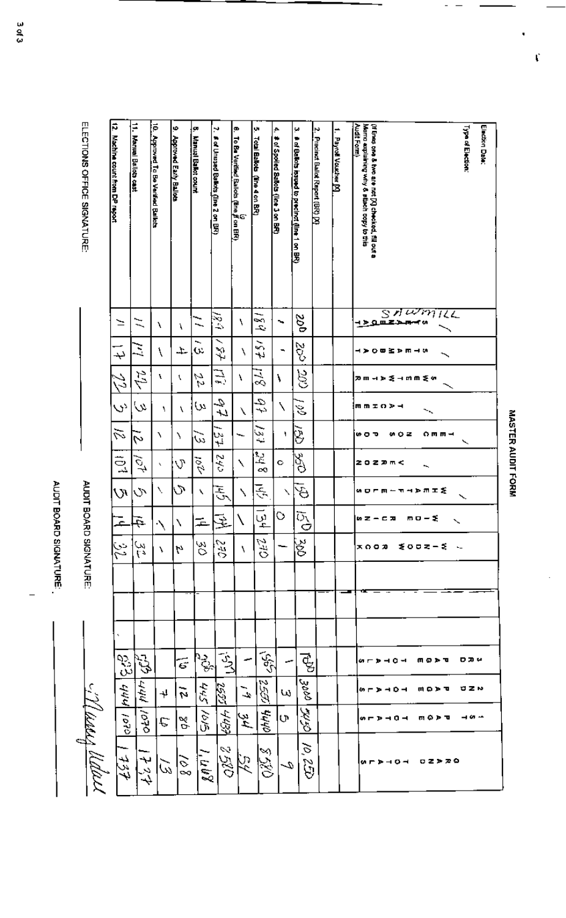# MASTER AUDIT FORM

Election Date:

Type of Election:

| (If lines one & two are not [X] checked, fill out a Memo explaining why & attach copy to this Audit Form) | SAWMILL | STEAMBOAT | SWEETWATER | TACHEE | TEEC NOS POS | VERNON | WHEATFIELDS | WIDE RUINS | WINDOW ROCK | | | | 3RD PAGE TOTALS | 2ND PAGE TOTALS | 1ST PAGE TOTALS | GRAND TOTALS |
|---|---|---|---|---|---|---|---|---|---|---|---|---|---|---|---|---|
| 1. Payroll Voucher [X] | | | | | | | | | | | | | | | | |
| 2. Precinct Ballot Report (BR) [X] | | | | | | | | | | | | | | | | |
| 3. # of Ballots issued to precinct (line 1 on BR) | 200 | 200 | 200 | 100 | 150 | 350 | 150 | 150 | 300 | | | | 700 | 3000 | 5350 | 10,250 |
| 4. # of Spoiled Ballots (line 3 on BR) | - | - | 1 | 1 | - | 0 | - | 0 | 1 | | | | - | 3 | 6 | 9 |
| 5. Total Ballots (line 4 on BR) | 189 | 187 | 178 | 97 | 137 | 248 | 145 | 134 | 270 | | | | 1565 | 2550 | 4467 | 8580 |
| 6. To Be Verified Ballots (line 6 on BR) | 1 | 1 | 1 | 1 | - | 1 | 1 | 1 | 1 | | | | 1 | 19 | 34 | 54 |
| 7. # of Unused Ballots (line 2 on BR) | 189 | 187 | 178 | 97 | 137 | 240 | 145 | 134 | 270 | | | | 1571 | 2555 | 4452 | 8580 |
| 8. Manual Ballot count | 11 | 13 | 22 | 3 | 13 | 107 | - | 14 | 30 | | | | 208 | 445 | 1015 | 1,668 |
| 9. Approved Early Ballots | 1 | 4 | 1 | 1 | 1 | 5 | 5 | 1 | 2 | | | | 16 | 12 | 80 | 108 |
| 10. Approved To Be Verified Ballots | - | - | - | - | - | - | - | - | - | | | | | 7 | 6 | 13 |
| 11. Manual Ballots cast | 11 | 17 | 21 | 3 | 12 | 107 | 5 | 14 | 32 | | | | 233 | 444 | 1070 | 1,747 |
| 12. Machine count from DF report | 11 | 17 | 22 | 3 | 12 | 107 | 5 | 14 | 32 | | | | 233 | 444 | 1070 | 1,747 |

ELECTIONS OFFICE SIGNATURE: ______________

AUDIT BOARD SIGNATURE: ______________

AUDIT BOARD SIGNATURE: ______________